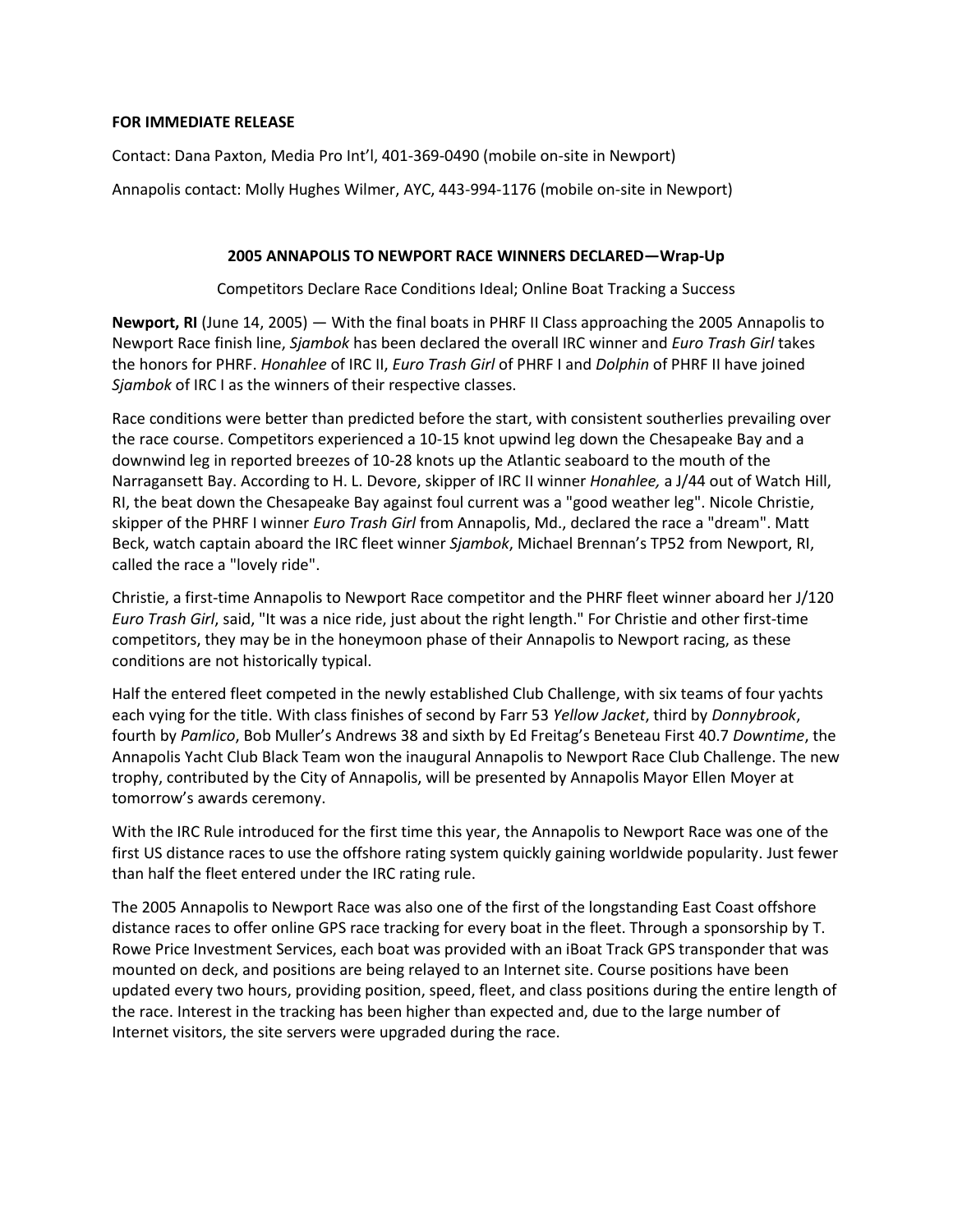**FOR IMMEDIATE RELEASE**

Contact: Dana Paxton, Media Pro Int'l, 401-369-0490 (mobile on-site in Newport)

Annapolis contact: Molly Hughes Wilmer, AYC, 443-994-1176 (mobile on-site in Newport)

## 2005 ANNAPOLIS TO NEWPORT RACE WINNERS DECLARED—Wrap-Up

Competitors Declare Race Conditions Ideal; Online Boat Tracking a Success

**Newport, RI** (June 14, 2005) — With the final boats in PHRF II Class approaching the 2005 Annapolis to Newport Race finish line, *Sjambok* has been declared the overall IRC winner and *Euro Trash Girl* takes the honors for PHRF. *Honahlee* of IRC II, *Euro Trash Girl* of PHRF I and *Dolphin* of PHRF II have joined *Sjambok* of IRC I as the winners of their respective classes.

Race conditions were better than predicted before the start, with consistent southerlies prevailing over the race course. Competitors experienced a 10-15 knot upwind leg down the Chesapeake Bay and a downwind leg in reported breezes of 10-28 knots up the Atlantic seaboard to the mouth of the Narragansett Bay. According to H. L. Devore, skipper of IRC II winner *Honahlee,* a J/44 out of Watch Hill, RI, the beat down the Chesapeake Bay against foul current was a "good weather leg". Nicole Christie, skipper of the PHRF I winner *Euro Trash Girl* from Annapolis, Md., declared the race a "dream". Matt Beck, watch captain aboard the IRC fleet winner *Sjambok*, Michael Brennan's TP52 from Newport, RI, called the race a "lovely ride".

Christie, a first-time Annapolis to Newport Race competitor and the PHRF fleet winner aboard her J/120 *Euro Trash Girl*, said, "It was a nice ride, just about the right length." For Christie and other first-time competitors, they may be in the honeymoon phase of their Annapolis to Newport racing, as these conditions are not historically typical.

Half the entered fleet competed in the newly established Club Challenge, with six teams of four yachts each vying for the title. With class finishes of second by Farr 53 *Yellow Jacket*, third by *Donnybrook*, fourth by *Pamlico*, Bob Muller's Andrews 38 and sixth by Ed Freitag's Beneteau First 40.7 *Downtime*, the Annapolis Yacht Club Black Team won the inaugural Annapolis to Newport Race Club Challenge. The new trophy, contributed by the City of Annapolis, will be presented by Annapolis Mayor Ellen Moyer at tomorrow's awards ceremony.

With the IRC Rule introduced for the first time this year, the Annapolis to Newport Race was one of the first US distance races to use the offshore rating system quickly gaining worldwide popularity. Just fewer than half the fleet entered under the IRC rating rule.

The 2005 Annapolis to Newport Race was also one of the first of the longstanding East Coast offshore distance races to offer online GPS race tracking for every boat in the fleet. Through a sponsorship by T. Rowe Price Investment Services, each boat was provided with an iBoat Track GPS transponder that was mounted on deck, and positions are being relayed to an Internet site. Course positions have been updated every two hours, providing position, speed, fleet, and class positions during the entire length of the race. Interest in the tracking has been higher than expected and, due to the large number of Internet visitors, the site servers were upgraded during the race.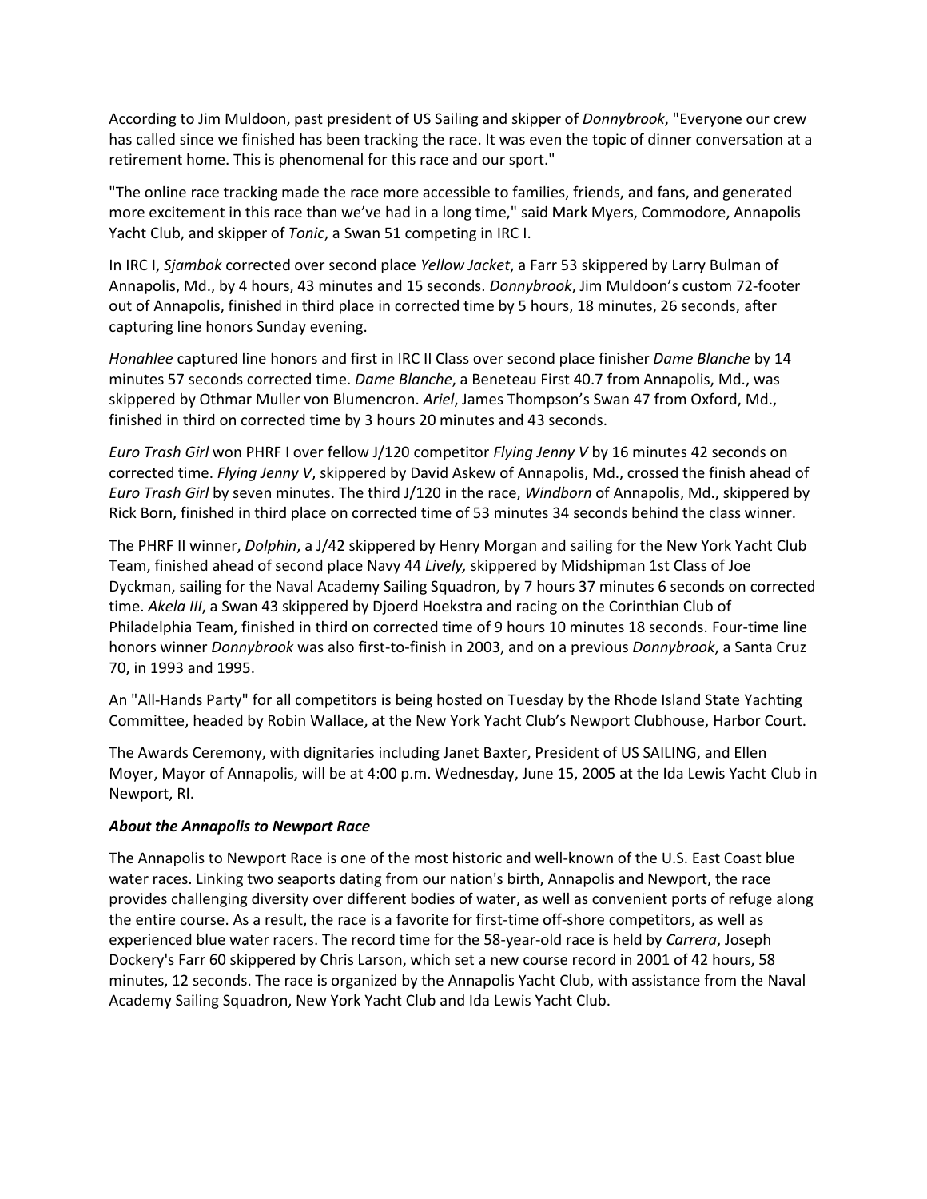According to Jim Muldoon, past president of US Sailing and skipper of *Donnybrook*, "Everyone our crew has called since we finished has been tracking the race. It was even the topic of dinner conversation at a retirement home. This is phenomenal for this race and our sport."

"The online race tracking made the race more accessible to families, friends, and fans, and generated more excitement in this race than we've had in a long time," said Mark Myers, Commodore, Annapolis Yacht Club, and skipper of *Tonic*, a Swan 51 competing in IRC I.

In IRC I, *Sjambok* corrected over second place *Yellow Jacket*, a Farr 53 skippered by Larry Bulman of Annapolis, Md., by 4 hours, 43 minutes and 15 seconds. *Donnybrook*, Jim Muldoon's custom 72-footer out of Annapolis, finished in third place in corrected time by 5 hours, 18 minutes, 26 seconds, after capturing line honors Sunday evening.

*Honahlee* captured line honors and first in IRC II Class over second place finisher *Dame Blanche* by 14 minutes 57 seconds corrected time. *Dame Blanche*, a Beneteau First 40.7 from Annapolis, Md., was skippered by Othmar Muller von Blumencron. *Ariel*, James Thompson's Swan 47 from Oxford, Md., finished in third on corrected time by 3 hours 20 minutes and 43 seconds.

*Euro Trash Girl* won PHRF I over fellow J/120 competitor *Flying Jenny V* by 16 minutes 42 seconds on corrected time. *Flying Jenny V*, skippered by David Askew of Annapolis, Md., crossed the finish ahead of *Euro Trash Girl* by seven minutes. The third J/120 in the race, *Windborn* of Annapolis, Md., skippered by Rick Born, finished in third place on corrected time of 53 minutes 34 seconds behind the class winner.

The PHRF II winner, *Dolphin*, a J/42 skippered by Henry Morgan and sailing for the New York Yacht Club Team, finished ahead of second place Navy 44 *Lively,* skippered by Midshipman 1st Class of Joe Dyckman, sailing for the Naval Academy Sailing Squadron, by 7 hours 37 minutes 6 seconds on corrected time. *Akela III*, a Swan 43 skippered by Djoerd Hoekstra and racing on the Corinthian Club of Philadelphia Team, finished in third on corrected time of 9 hours 10 minutes 18 seconds. Four-time line honors winner *Donnybrook* was also first-to-finish in 2003, and on a previous *Donnybrook*, a Santa Cruz 70, in 1993 and 1995.

An "All-Hands Party" for all competitors is being hosted on Tuesday by the Rhode Island State Yachting Committee, headed by Robin Wallace, at the New York Yacht Club's Newport Clubhouse, Harbor Court.

The Awards Ceremony, with dignitaries including Janet Baxter, President of US SAILING, and Ellen Moyer, Mayor of Annapolis, will be at 4:00 p.m. Wednesday, June 15, 2005 at the Ida Lewis Yacht Club in Newport, RI.

***About the Annapolis to Newport Race***

The Annapolis to Newport Race is one of the most historic and well-known of the U.S. East Coast blue water races. Linking two seaports dating from our nation's birth, Annapolis and Newport, the race provides challenging diversity over different bodies of water, as well as convenient ports of refuge along the entire course. As a result, the race is a favorite for first-time off-shore competitors, as well as experienced blue water racers. The record time for the 58-year-old race is held by *Carrera*, Joseph Dockery's Farr 60 skippered by Chris Larson, which set a new course record in 2001 of 42 hours, 58 minutes, 12 seconds. The race is organized by the Annapolis Yacht Club, with assistance from the Naval Academy Sailing Squadron, New York Yacht Club and Ida Lewis Yacht Club.